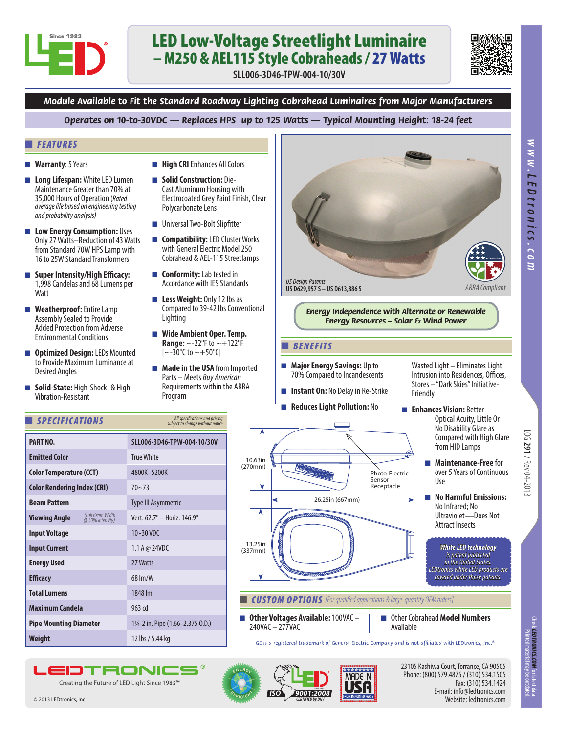# LED Low-Voltage Streetlight Luminaire – M250 & AEL115 Style Cobraheads / 27 Watts

SLL006-3D46-TPW-004-10/30V

**Module Available to Fit the Standard Roadway Lighting Cobrahead Luminaires from Major Manufacturers**

**Operates on 10-to-30VDC — Replaces HPS up to 125 Watts — Typical Mounting Height: 18-24 feet**

## FEATURES

- **Warranty**: 5 Years
- **Long Lifespan:** White LED Lumen Maintenance Greater than 70% at 35,000 Hours of Operation *(Rated average life based on engineering testing and probability analysis)*
- **Low Energy Consumption:** Uses Only 27 Watts–Reduction of 43 Watts from Standard 70W HPS Lamp with 16 to 25W Standard Transformers
- **Super Intensity/High Efficacy:** 1,998 Candelas and 68 Lumens per Watt
- **Weatherproof:** Entire Lamp Assembly Sealed to Provide Added Protection from Adverse Environmental Conditions
- **Optimized Design:** LEDs Mounted to Provide Maximum Luminance at Desired Angles
- **Solid-State:** High-Shock- & High-Vibration-Resistant
- **High CRI** Enhances All Colors
- **Solid Construction:** Die-Cast Aluminum Housing with Electrocoated Grey Paint Finish, Clear Polycarbonate Lens
- Universal Two-Bolt Slipfitter
- **Compatibility:** LED Cluster Works with General Electric Model 250 Cobrahead & AEL-115 Streetlamps
- **Conformity:** Lab tested in Accordance with IES Standards
- **Less Weight:** Only 12 lbs as Compared to 39-42 lbs Conventional Lighting
- **Wide Ambient Oper. Temp. Range:** ~-22°F to ~+122°F [~-30°C to ~+50°C]
- **Made in the USA** from Imported Parts – Meets *Buy American* Requirements within the ARRA Program

*US Design Patents*
**US D629,957 S – US D613,886 S**

*ARRA Compliant*

**Energy Independence with Alternate or Renewable Energy Resources – Solar & Wind Power**

## BENEFITS

- **Major Energy Savings:** Up to 70% Compared to Incandescents
- **Instant On:** No Delay in Re-Strike
- **Reduces Light Pollution:** No Wasted Light – Eliminates Light Intrusion into Residences, Offices, Stores – "Dark Skies" Initiative-Friendly
- **Enhances Vision:** Better Optical Acuity, Little Or No Disability Glare as Compared with High Glare from HID Lamps
- **Maintenance-Free** for over 5 Years of Continuous Use
- **No Harmful Emissions:** No Infrared; No Ultraviolet—Does Not Attract Insects

## SPECIFICATIONS

*All specifications and pricing subject to change without notice*

| PART NO. | SLL006-3D46-TPW-004-10/30V |
|---|---|
| Emitted Color | True White |
| Color Temperature (CCT) | 4800K - 5200K |
| Color Rendering Index (CRI) | 70~73 |
| Beam Pattern | Type III Asymmetric |
| Viewing Angle *(Full Beam Width @ 50% Intensity)* | Vert: 62.7° – Horiz: 146.9° |
| Input Voltage | 10 - 30 VDC |
| Input Current | 1.1 A @ 24VDC |
| Energy Used | 27 Watts |
| Efficacy | 68 lm/W |
| Total Lumens | 1848 lm |
| Maximum Candela | 963 cd |
| Pipe Mounting Diameter | 1¼-2 in. Pipe (1.66 - 2.375 O.D.) |
| Weight | 12 lbs / 5.44 kg |

10.63in (270mm)
Photo-Electric Sensor Receptacle
26.25in (667mm)
13.25in (337mm)

*White LED technology is patent protected in the United States. LEDtronics white LED products are covered under these patents.*

## CUSTOM OPTIONS *[For qualified applications & large-quantity OEM orders]*

- **Other Voltages Available:** 100VAC – 240VAC – 277VAC
- Other Cobrahead **Model Numbers** Available

GE is a registered trademark of General Electric Company and is not affiliated with LEDtronics, Inc.®

LOG 291 / Rev 04-2013

LEDTRONICS® Creating the Future of LED Light Since 1983™

© 2013 LEDtronics, Inc.

23105 Kashiwa Court, Torrance, CA 90505
Phone: (800) 579.4875 / (310) 534.1505
Fax: (310) 534.1424
E-mail: info@ledtronics.com
Website: ledtronics.com

www.LEDtronics.com

Check LEDTRONICS.COM for latest data. Printed material may be outdated.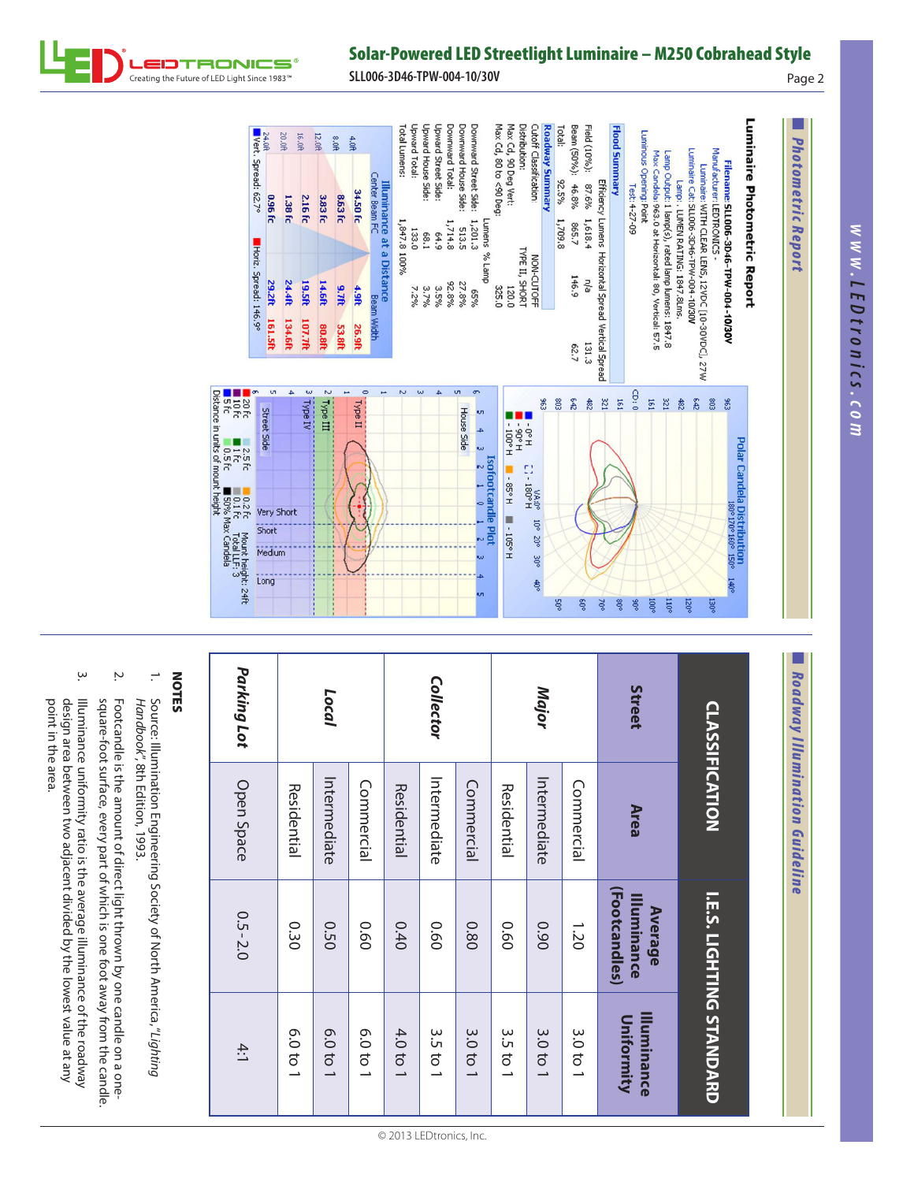## Photometric Report

### Luminaire Photometric Report

**Filename: SLL006-3D46-TPW-004-10/30V**

Manufacturer: LEDTRONICS -
Luminaire: WITH CLEAR LENS, 12VDC [10-30VDC], 27W
Luminaire Cat: SLL006-3D46-TPW-004-10/30V
Lamp: . LUMEN RATING: 1847.8Lms.
Lamp Output: 1 lamp(s), rated lamp lumens: 1847.8
Max Candela: 963.0 at Horizontal: 80, Vertical: 57.5
Luminous Opening: Point
Test: 4-27-09

**Flood Summary**

| | Efficiency | Lumens | Horizontal Spread | Vertical Spread |
|---|---|---|---|---|
| Field (10%): | 87.6% | 1,618.4 | n/a | 131.3 |
| Beam (50%): | 46.8% | 865.7 | 146.9 | 62.7 |
| Total: | 92.5% | 1,709.8 | | |

**Roadway Summary**

Cutoff Classification: NON-CUTOFF
Distribution: TYPE II, SHORT
Max Cd, 90 Deg Vert: 120.0
Max Cd, 80 to <90 Deg: 325.0

| | Lumens | % Lamp |
|---|---|---|
| Downward Street Side: | 1,201.3 | 65% |
| Downward House Side: | 513.5 | 27.8% |
| Downward Total: | 1,714.8 | 92.8% |
| Upward Street Side: | 64.9 | 3.5% |
| Upward House Side: | 68.1 | 3.7% |
| Upward Total: | 133.0 | 7.2% |
| Total Lumens: | 1,847.8 | 100% |

**Illuminance at a Distance**

| | Center Beam FC | Beam Width | |
|---|---|---|---|
| 4.0ft | 34.50 fc | 4.9ft | 26.9ft |
| 8.0ft | 8.63 fc | 9.7ft | 53.8ft |
| 12.0ft | 3.83 fc | 14.6ft | 80.8ft |
| 16.0ft | 2.16 fc | 19.5ft | 107.7ft |
| 20.0ft | 1.38 fc | 24.4ft | 134.6ft |
| 24.0ft | 0.96 fc | 29.2ft | 161.5ft |

Vert. Spread: 62.7° Horiz. Spread: 146.9°

**Polar Candela Distribution**

CD: 0, 161, 321, 482, 642, 803, 963

- 0° H, - 90° H, - 100° H, - 180° H, - 85° H, - 105° H

**Isofootcandle Plot**

House Side, Street Side, Type II, Type III, Type IV, Very Short, Short, Medium, Long

20 fc, 10 fc, 5 fc, 2.5 fc, 1 fc, 0.5 fc, 0.2 fc, 0.1 fc, 50% Max Candela

Mount height: 24ft
Total LLF: .3

Distance in units of mount height

## Roadway Illumination Guideline

| CLASSIFICATION | | I.E.S. LIGHTING STANDARD | |
|---|---|---|---|
| **Street** | **Area** | **Average Illuminance (Footcandles)** | **Illuminance Uniformity** |
| ***Major*** | Commercial | 1.20 | 3.0 to 1 |
| | Intermediate | 0.90 | 3.0 to 1 |
| | Residential | 0.60 | 3.5 to 1 |
| ***Collector*** | Commercial | 0.80 | 3.0 to 1 |
| | Intermediate | 0.60 | 3.5 to 1 |
| | Residential | 0.40 | 4.0 to 1 |
| ***Local*** | Commercial | 0.60 | 6.0 to 1 |
| | Intermediate | 0.50 | 6.0 to 1 |
| | Residential | 0.30 | 6.0 to 1 |
| ***Parking Lot*** | Open Space | 0.5 - 2.0 | 4:1 |

**NOTES**

1. Source: Illumination Engineering Society of North America, "*Lighting Handbook*", 8th Edition, 1993.
2. Footcandle is the amount of direct light thrown by one candle on a one-square-foot surface, every part of which is one foot away from the candle.
3. Illuminance uniformity ratio is the average illuminance of the roadway design area between two adjacent divided by the lowest value at any point in the area.

© 2013 LEDtronics, Inc.